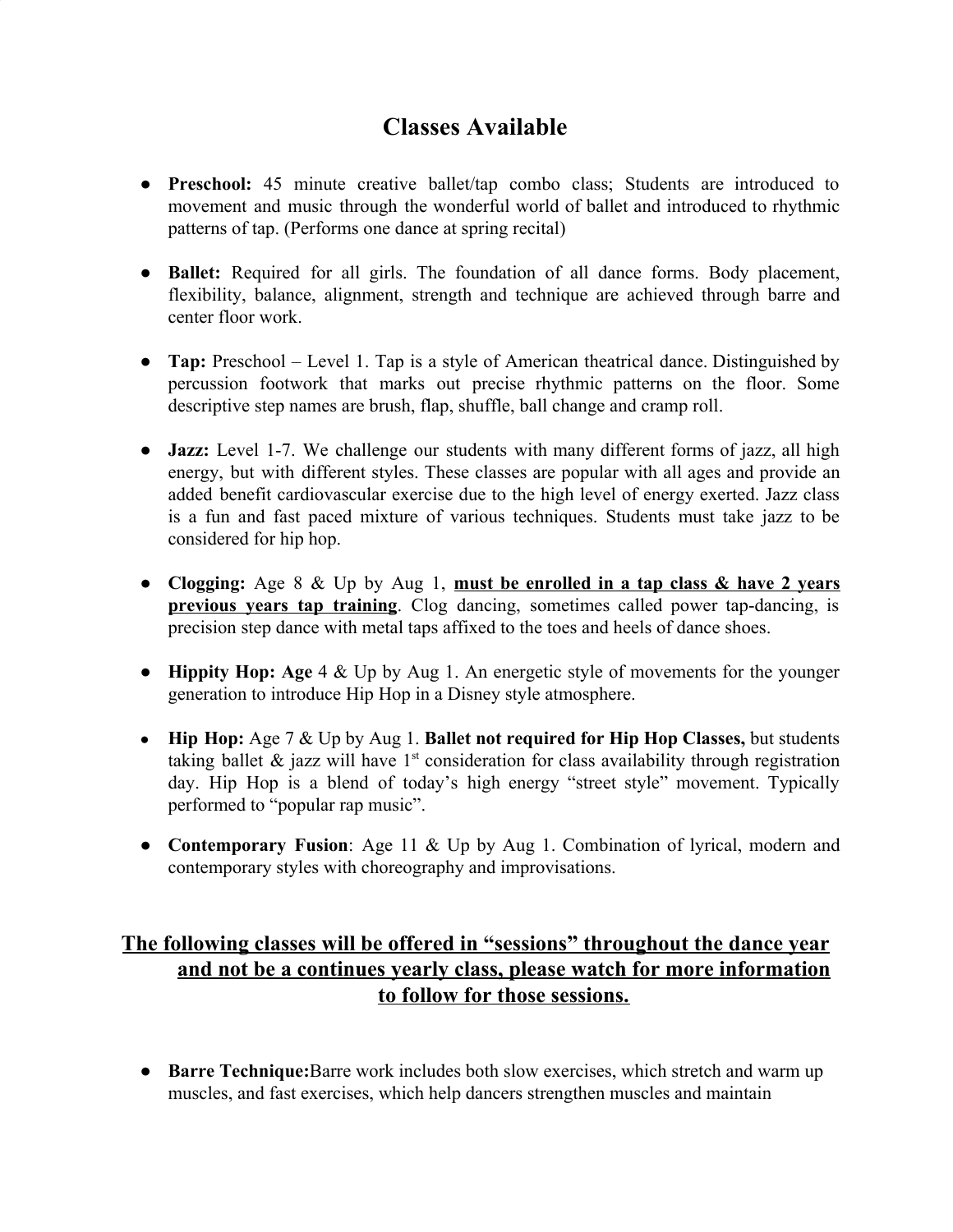# Classes Available

- **Preschool:** 45 minute creative ballet/tap combo class; Students are introduced to movement and music through the wonderful world of ballet and introduced to rhythmic patterns of tap. (Performs one dance at spring recital)

- **Ballet:** Required for all girls. The foundation of all dance forms. Body placement, flexibility, balance, alignment, strength and technique are achieved through barre and center floor work.

- **Tap:** Preschool – Level 1. Tap is a style of American theatrical dance. Distinguished by percussion footwork that marks out precise rhythmic patterns on the floor. Some descriptive step names are brush, flap, shuffle, ball change and cramp roll.

- **Jazz:** Level 1-7. We challenge our students with many different forms of jazz, all high energy, but with different styles. These classes are popular with all ages and provide an added benefit cardiovascular exercise due to the high level of energy exerted. Jazz class is a fun and fast paced mixture of various techniques. Students must take jazz to be considered for hip hop.

- **Clogging:** Age 8 & Up by Aug 1, **<u>must be enrolled in a tap class & have 2 years previous years tap training</u>**. Clog dancing, sometimes called power tap-dancing, is precision step dance with metal taps affixed to the toes and heels of dance shoes.

- **Hippity Hop: Age** 4 & Up by Aug 1. An energetic style of movements for the younger generation to introduce Hip Hop in a Disney style atmosphere.

- **Hip Hop:** Age 7 & Up by Aug 1. **Ballet not required for Hip Hop Classes,** but students taking ballet & jazz will have 1st consideration for class availability through registration day. Hip Hop is a blend of today's high energy "street style" movement. Typically performed to "popular rap music".

- **Contemporary Fusion**: Age 11 & Up by Aug 1. Combination of lyrical, modern and contemporary styles with choreography and improvisations.

## <u>The following classes will be offered in "sessions" throughout the dance year and not be a continues yearly class, please watch for more information to follow for those sessions.</u>

- **Barre Technique:**Barre work includes both slow exercises, which stretch and warm up muscles, and fast exercises, which help dancers strengthen muscles and maintain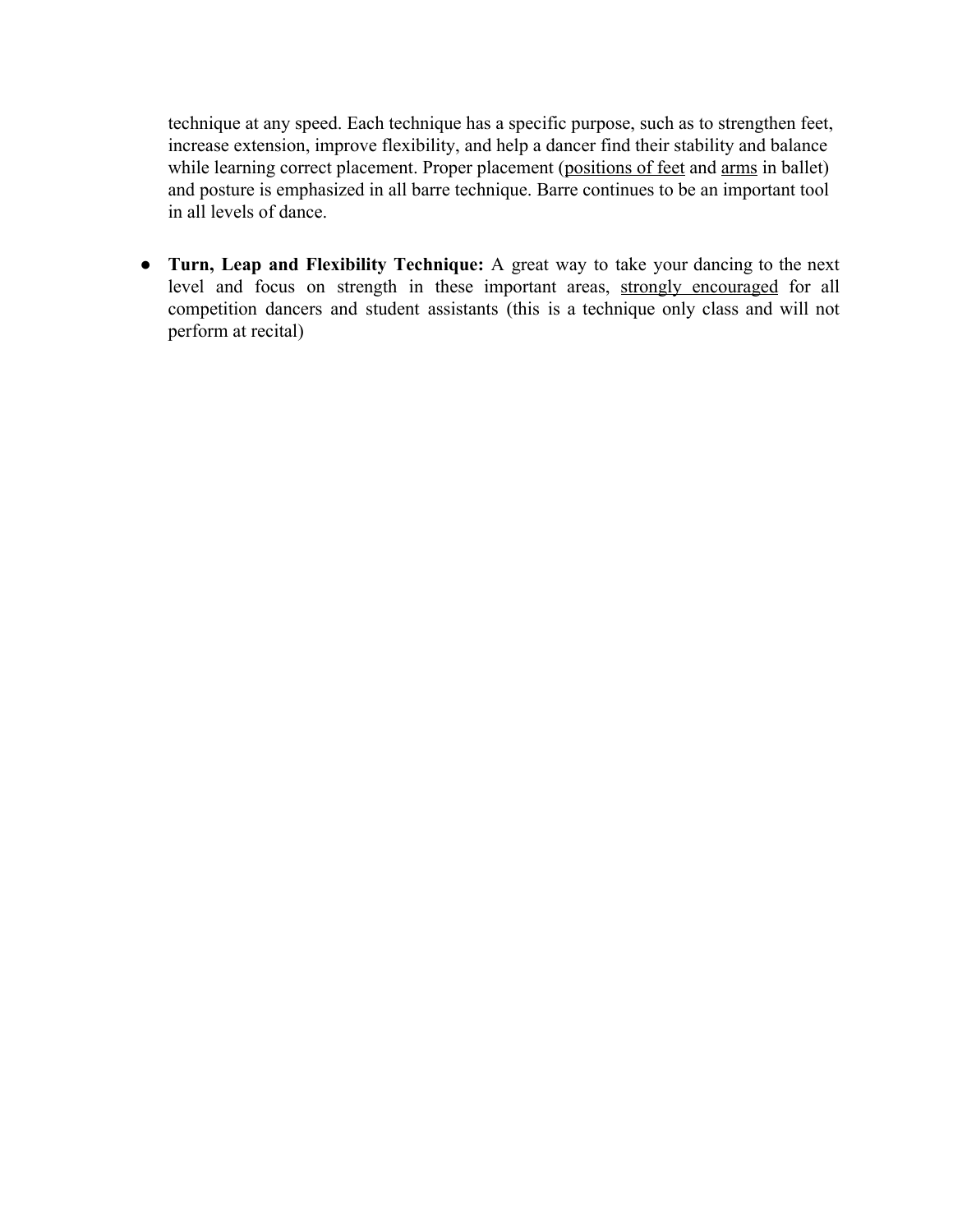technique at any speed. Each technique has a specific purpose, such as to strengthen feet, increase extension, improve flexibility, and help a dancer find their stability and balance while learning correct placement. Proper placement (<u>positions of feet</u> and <u>arms</u> in ballet) and posture is emphasized in all barre technique. Barre continues to be an important tool in all levels of dance.

- **Turn, Leap and Flexibility Technique:** A great way to take your dancing to the next level and focus on strength in these important areas, <u>strongly encouraged</u> for all competition dancers and student assistants (this is a technique only class and will not perform at recital)